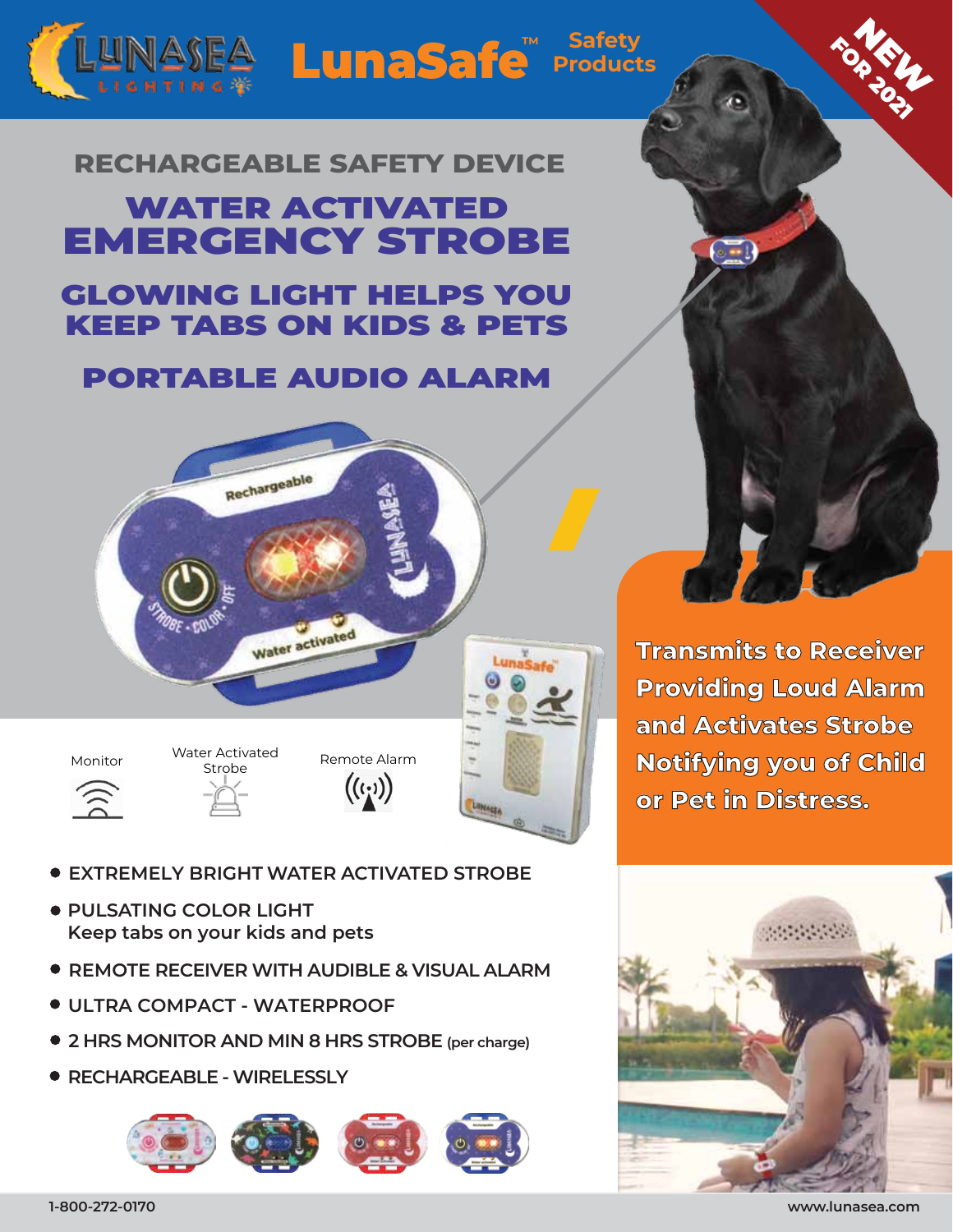LUNASEA LIGHTING

# LunaSafe™ Safety Products

NEW FOR 2021

## RECHARGEABLE SAFETY DEVICE

# WATER ACTIVATED EMERGENCY STROBE

## GLOWING LIGHT HELPS YOU KEEP TABS ON KIDS & PETS

## PORTABLE AUDIO ALARM

Monitor

Water Activated Strobe

Remote Alarm

**Transmits to Receiver Providing Loud Alarm and Activates Strobe Notifying you of Child or Pet in Distress.**

- EXTREMELY BRIGHT WATER ACTIVATED STROBE
- PULSATING COLOR LIGHT
  Keep tabs on your kids and pets
- REMOTE RECEIVER WITH AUDIBLE & VISUAL ALARM
- ULTRA COMPACT - WATERPROOF
- 2 HRS MONITOR AND MIN 8 HRS STROBE (per charge)
- RECHARGEABLE - WIRELESSLY

1-800-272-0170

www.lunasea.com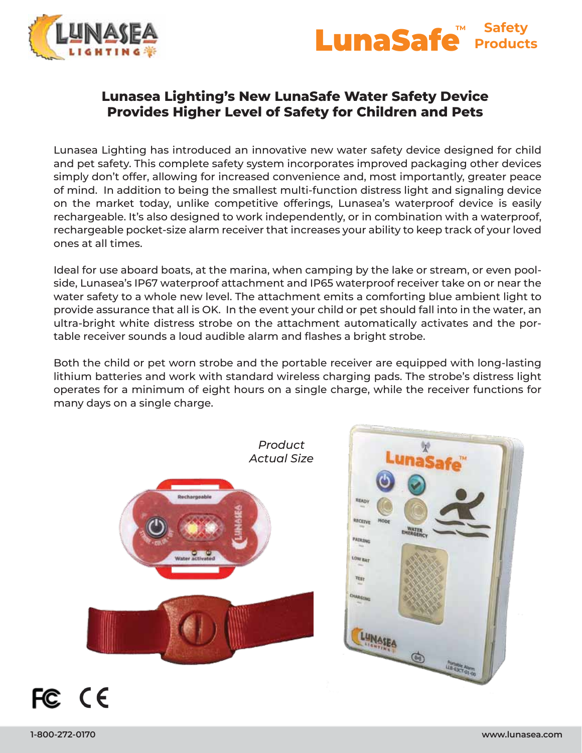LunaSafe™ Safety Products

## Lunasea Lighting's New LunaSafe Water Safety Device Provides Higher Level of Safety for Children and Pets

Lunasea Lighting has introduced an innovative new water safety device designed for child and pet safety. This complete safety system incorporates improved packaging other devices simply don't offer, allowing for increased convenience and, most importantly, greater peace of mind. In addition to being the smallest multi-function distress light and signaling device on the market today, unlike competitive offerings, Lunasea's waterproof device is easily rechargeable. It's also designed to work independently, or in combination with a waterproof, rechargeable pocket-size alarm receiver that increases your ability to keep track of your loved ones at all times.

Ideal for use aboard boats, at the marina, when camping by the lake or stream, or even pool-side, Lunasea's IP67 waterproof attachment and IP65 waterproof receiver take on or near the water safety to a whole new level. The attachment emits a comforting blue ambient light to provide assurance that all is OK. In the event your child or pet should fall into in the water, an ultra-bright white distress strobe on the attachment automatically activates and the portable receiver sounds a loud audible alarm and flashes a bright strobe.

Both the child or pet worn strobe and the portable receiver are equipped with long-lasting lithium batteries and work with standard wireless charging pads. The strobe's distress light operates for a minimum of eight hours on a single charge, while the receiver functions for many days on a single charge.

*Product Actual Size*

1-800-272-0170

www.lunasea.com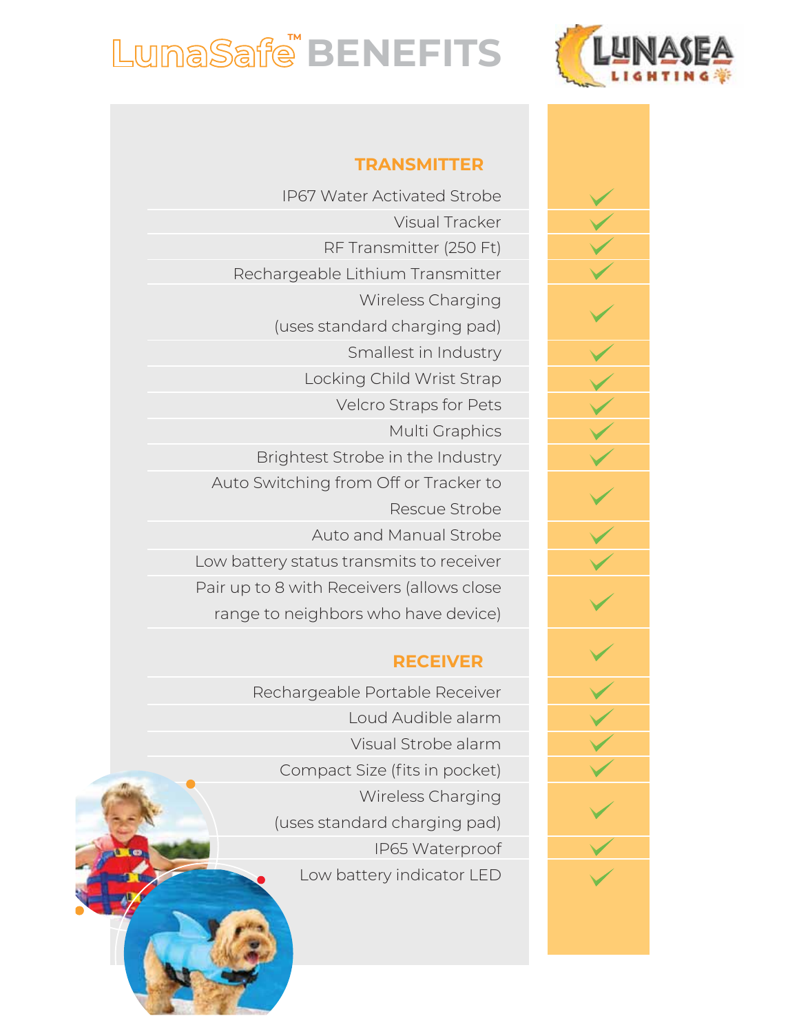# LunaSafe™ BENEFITS

LUNASEA LIGHTING

| TRANSMITTER | |
|---|---|
| IP67 Water Activated Strobe | ✓ |
| Visual Tracker | ✓ |
| RF Transmitter (250 Ft) | ✓ |
| Rechargeable Lithium Transmitter | ✓ |
| Wireless Charging (uses standard charging pad) | ✓ |
| Smallest in Industry | ✓ |
| Locking Child Wrist Strap | ✓ |
| Velcro Straps for Pets | ✓ |
| Multi Graphics | ✓ |
| Brightest Strobe in the Industry | ✓ |
| Auto Switching from Off or Tracker to Rescue Strobe | ✓ |
| Auto and Manual Strobe | ✓ |
| Low battery status transmits to receiver | ✓ |
| Pair up to 8 with Receivers (allows close range to neighbors who have device) | ✓ |
| **RECEIVER** | ✓ |
| Rechargeable Portable Receiver | ✓ |
| Loud Audible alarm | ✓ |
| Visual Strobe alarm | ✓ |
| Compact Size (fits in pocket) | ✓ |
| Wireless Charging (uses standard charging pad) | ✓ |
| IP65 Waterproof | ✓ |
| Low battery indicator LED | ✓ |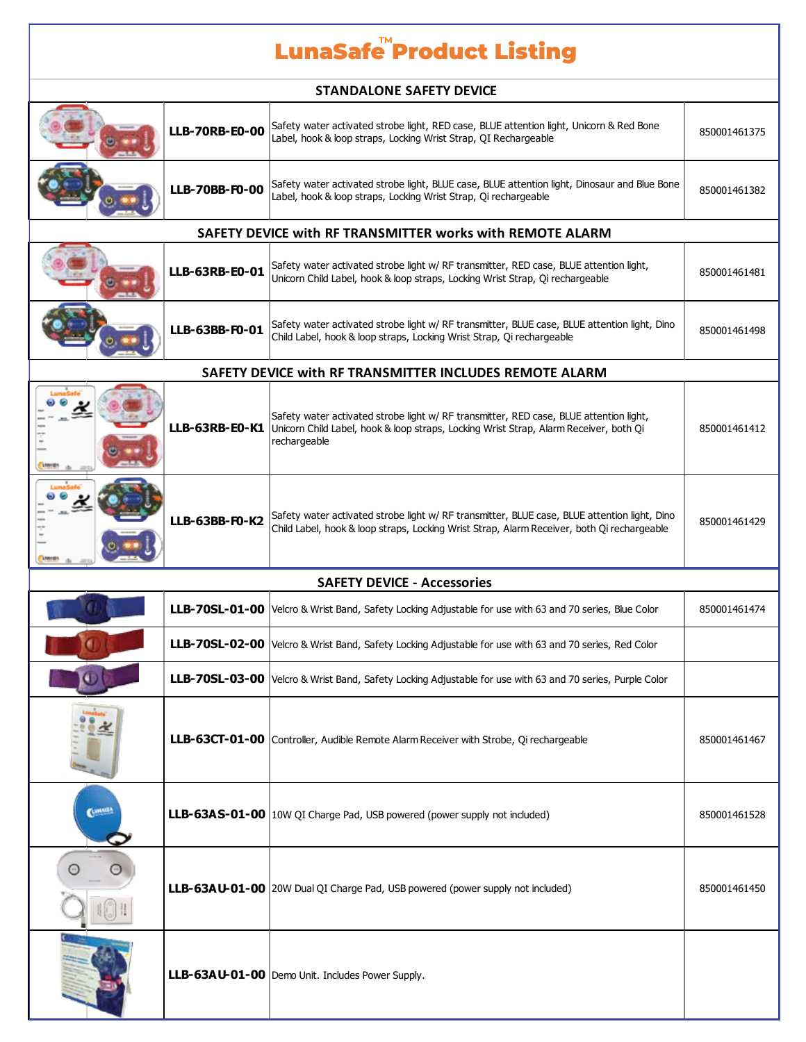# LunaSafe™ Product Listing

| | | | |
|---|---|---|---|
| **STANDALONE SAFETY DEVICE** | | | |
| | **LLB-70RB-E0-00** | Safety water activated strobe light, RED case, BLUE attention light, Unicorn & Red Bone Label, hook & loop straps, Locking Wrist Strap, QI Rechargeable | 850001461375 |
| | **LLB-70BB-F0-00** | Safety water activated strobe light, BLUE case, BLUE attention light, Dinosaur and Blue Bone Label, hook & loop straps, Locking Wrist Strap, Qi rechargeable | 850001461382 |
| **SAFETY DEVICE with RF TRANSMITTER works with REMOTE ALARM** | | | |
| | **LLB-63RB-E0-01** | Safety water activated strobe light w/ RF transmitter, RED case, BLUE attention light, Unicorn Child Label, hook & loop straps, Locking Wrist Strap, Qi rechargeable | 850001461481 |
| | **LLB-63BB-F0-01** | Safety water activated strobe light w/ RF transmitter, BLUE case, BLUE attention light, Dino Child Label, hook & loop straps, Locking Wrist Strap, Qi rechargeable | 850001461498 |
| **SAFETY DEVICE with RF TRANSMITTER INCLUDES REMOTE ALARM** | | | |
| | **LLB-63RB-E0-K1** | Safety water activated strobe light w/ RF transmitter, RED case, BLUE attention light, Unicorn Child Label, hook & loop straps, Locking Wrist Strap, Alarm Receiver, both Qi rechargeable | 850001461412 |
| | **LLB-63BB-F0-K2** | Safety water activated strobe light w/ RF transmitter, BLUE case, BLUE attention light, Dino Child Label, hook & loop straps, Locking Wrist Strap, Alarm Receiver, both Qi rechargeable | 850001461429 |
| **SAFETY DEVICE - Accessories** | | | |
| | **LLB-70SL-01-00** | Velcro & Wrist Band, Safety Locking Adjustable for use with 63 and 70 series, Blue Color | 850001461474 |
| | **LLB-70SL-02-00** | Velcro & Wrist Band, Safety Locking Adjustable for use with 63 and 70 series, Red Color | |
| | **LLB-70SL-03-00** | Velcro & Wrist Band, Safety Locking Adjustable for use with 63 and 70 series, Purple Color | |
| | **LLB-63CT-01-00** | Controller, Audible Remote Alarm Receiver with Strobe, Qi rechargeable | 850001461467 |
| | **LLB-63AS-01-00** | 10W QI Charge Pad, USB powered (power supply not included) | 850001461528 |
| | **LLB-63AU-01-00** | 20W Dual QI Charge Pad, USB powered (power supply not included) | 850001461450 |
| | **LLB-63AU-01-00** | Demo Unit. Includes Power Supply. | |